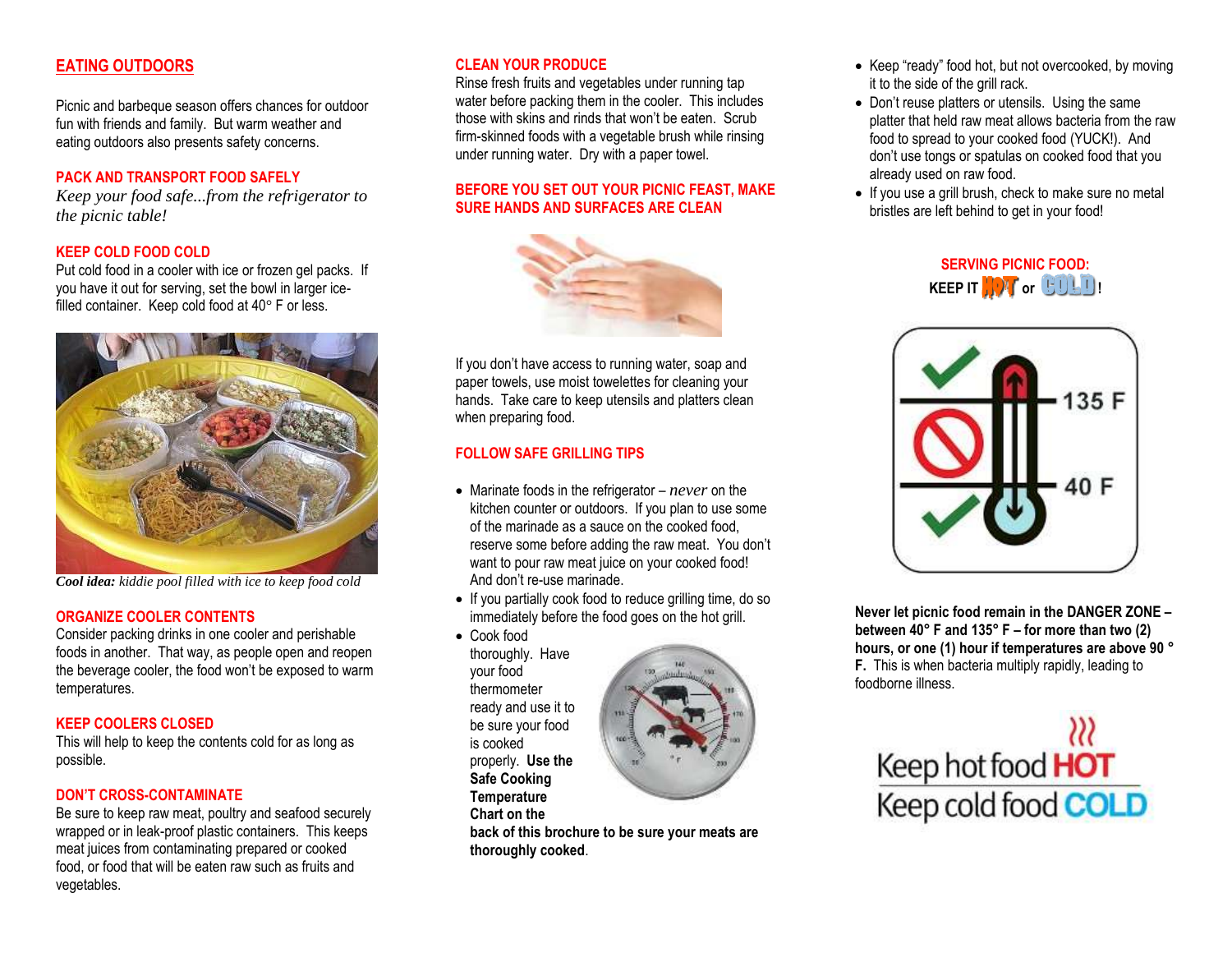## EATING OUTDOORS

Picnic and barbeque season offers chances for outdoor fun with friends and family. But warm weather and eating outdoors also presents safety concerns.

### PACK AND TRANSPORT FOOD SAFELY

*Keep your food safe...from the refrigerator to the picnic table!*

### KEEP COLD FOOD COLD

Put cold food in a cooler with ice or frozen gel packs. If you have it out for serving, set the bowl in larger ice-filled container. Keep cold food at 40° F or less.

***Cool idea:*** *kiddie pool filled with ice to keep food cold*

### ORGANIZE COOLER CONTENTS

Consider packing drinks in one cooler and perishable foods in another. That way, as people open and reopen the beverage cooler, the food won't be exposed to warm temperatures.

### KEEP COOLERS CLOSED

This will help to keep the contents cold for as long as possible.

### DON'T CROSS-CONTAMINATE

Be sure to keep raw meat, poultry and seafood securely wrapped or in leak-proof plastic containers. This keeps meat juices from contaminating prepared or cooked food, or food that will be eaten raw such as fruits and vegetables.

### CLEAN YOUR PRODUCE

Rinse fresh fruits and vegetables under running tap water before packing them in the cooler. This includes those with skins and rinds that won't be eaten. Scrub firm-skinned foods with a vegetable brush while rinsing under running water. Dry with a paper towel.

### BEFORE YOU SET OUT YOUR PICNIC FEAST, MAKE SURE HANDS AND SURFACES ARE CLEAN

If you don't have access to running water, soap and paper towels, use moist towelettes for cleaning your hands. Take care to keep utensils and platters clean when preparing food.

### FOLLOW SAFE GRILLING TIPS

- Marinate foods in the refrigerator – *never* on the kitchen counter or outdoors. If you plan to use some of the marinade as a sauce on the cooked food, reserve some before adding the raw meat. You don't want to pour raw meat juice on your cooked food! And don't re-use marinade.
- If you partially cook food to reduce grilling time, do so immediately before the food goes on the hot grill.
- Cook food thoroughly. Have your food thermometer ready and use it to be sure your food is cooked properly. **Use the Safe Cooking Temperature Chart on the back of this brochure to be sure your meats are thoroughly cooked**.
- Keep "ready" food hot, but not overcooked, by moving it to the side of the grill rack.
- Don't reuse platters or utensils. Using the same platter that held raw meat allows bacteria from the raw food to spread to your cooked food (YUCK!). And don't use tongs or spatulas on cooked food that you already used on raw food.
- If you use a grill brush, check to make sure no metal bristles are left behind to get in your food!

### SERVING PICNIC FOOD: KEEP IT HOT or COLD!

135 F

40 F

**Never let picnic food remain in the DANGER ZONE – between 40° F and 135° F – for more than two (2) hours, or one (1) hour if temperatures are above 90 ° F.** This is when bacteria multiply rapidly, leading to foodborne illness.

Keep hot food **HOT**

Keep cold food **COLD**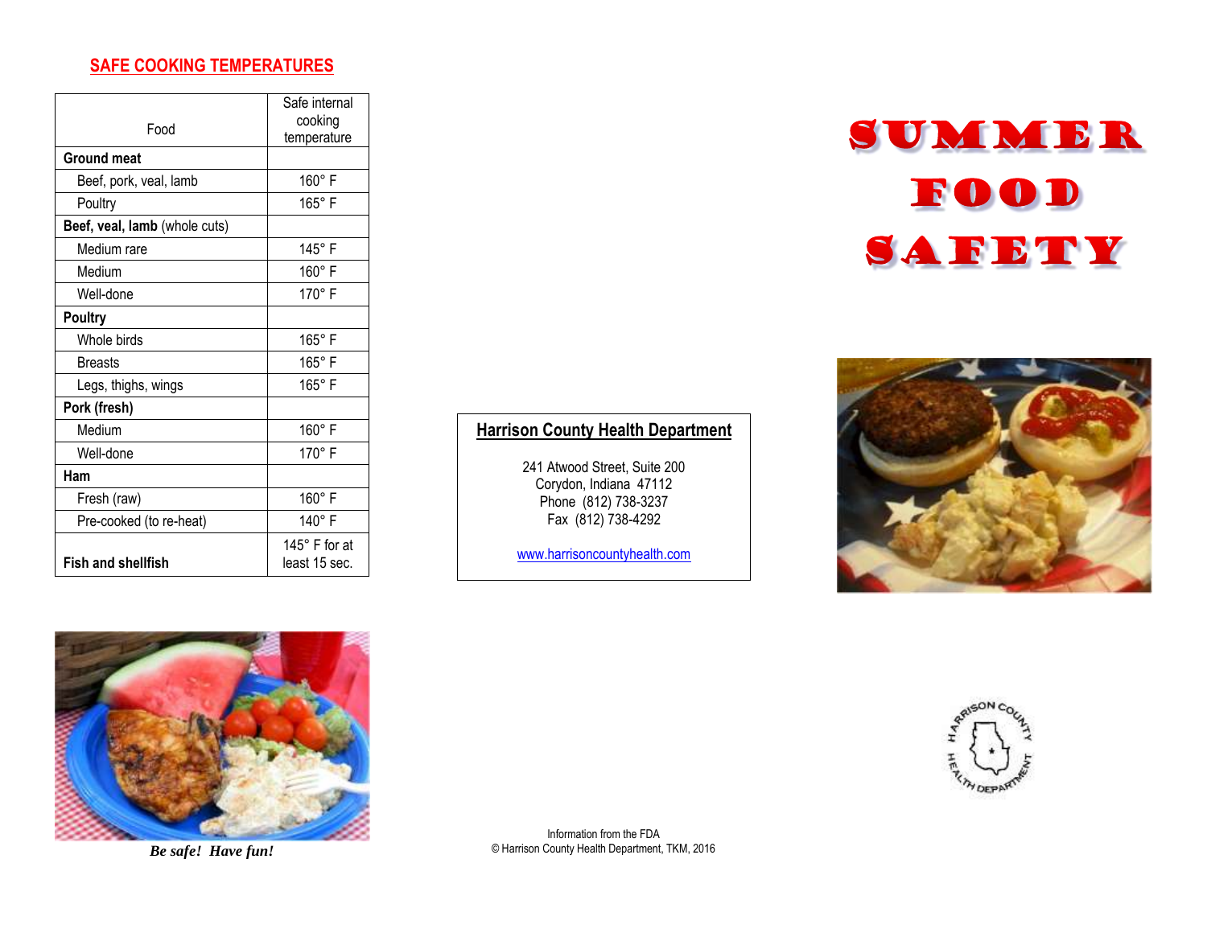## SAFE COOKING TEMPERATURES

| Food | Safe internal cooking temperature |
|---|---|
| **Ground meat** | |
| Beef, pork, veal, lamb | 160° F |
| Poultry | 165° F |
| **Beef, veal, lamb** (whole cuts) | |
| Medium rare | 145° F |
| Medium | 160° F |
| Well-done | 170° F |
| **Poultry** | |
| Whole birds | 165° F |
| Breasts | 165° F |
| Legs, thighs, wings | 165° F |
| **Pork (fresh)** | |
| Medium | 160° F |
| Well-done | 170° F |
| **Ham** | |
| Fresh (raw) | 160° F |
| Pre-cooked (to re-heat) | 140° F |
| **Fish and shellfish** | 145° F for at least 15 sec. |

***Be safe! Have fun!***

**Harrison County Health Department**

241 Atwood Street, Suite 200
Corydon, Indiana 47112
Phone (812) 738-3237
Fax (812) 738-4292

www.harrisoncountyhealth.com

Information from the FDA
© Harrison County Health Department, TKM, 2016

# SUMMER FOOD SAFETY

HARRISON COUNTY HEALTH DEPARTMENT